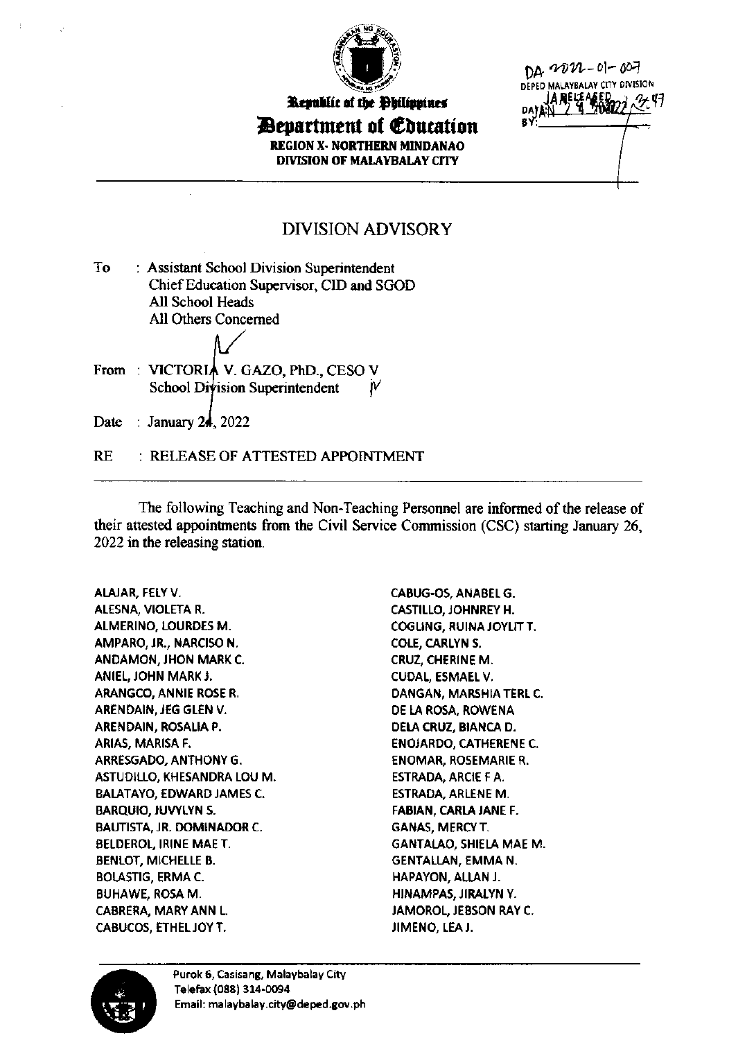Republic of the Philippines

**Department of Education**

**REGION X- NORTHERN MINDANAO**

**DIVISION OF MALAYBALAY CITY**

DA 2022-01-007
DEPED MALAYBALAY CITY DIVISION
RELEASED
DATE: JAN 24 2022
BY:

# DIVISION ADVISORY

To : Assistant School Division Superintendent
Chief Education Supervisor, CID and SGOD
All School Heads
All Others Concerned

From : VICTORIA V. GAZO, PhD., CESO V
School Division Superintendent

Date : January 24, 2022

RE : RELEASE OF ATTESTED APPOINTMENT

The following Teaching and Non-Teaching Personnel are informed of the release of their attested appointments from the Civil Service Commission (CSC) starting January 26, 2022 in the releasing station.

ALAJAR, FELY V.
ALESNA, VIOLETA R.
ALMERINO, LOURDES M.
AMPARO, JR., NARCISO N.
ANDAMON, JHON MARK C.
ANIEL, JOHN MARK J.
ARANGCO, ANNIE ROSE R.
ARENDAIN, JEG GLEN V.
ARENDAIN, ROSALIA P.
ARIAS, MARISA F.
ARRESGADO, ANTHONY G.
ASTUDILLO, KHESANDRA LOU M.
BALATAYO, EDWARD JAMES C.
BARQUIO, JUVYLYN S.
BAUTISTA, JR. DOMINADOR C.
BELDEROL, IRINE MAE T.
BENLOT, MICHELLE B.
BOLASTIG, ERMA C.
BUHAWE, ROSA M.
CABRERA, MARY ANN L.
CABUCOS, ETHEL JOY T.
CABUG-OS, ANABEL G.
CASTILLO, JOHNREY H.
COGLING, RUINA JOYLIT T.
COLE, CARLYN S.
CRUZ, CHERINE M.
CUDAL, ESMAEL V.
DANGAN, MARSHIA TERL C.
DE LA ROSA, ROWENA
DELA CRUZ, BIANCA D.
ENOJARDO, CATHERENE C.
ENOMAR, ROSEMARIE R.
ESTRADA, ARCIE F A.
ESTRADA, ARLENE M.
FABIAN, CARLA JANE F.
GANAS, MERCY T.
GANTALAO, SHIELA MAE M.
GENTALLAN, EMMA N.
HAPAYON, ALLAN J.
HINAMPAS, JIRALYN Y.
JAMOROL, JEBSON RAY C.
JIMENO, LEA J.

Purok 6, Casisang, Malaybalay City
Telefax (088) 314-0094
Email: malaybalay.city@deped.gov.ph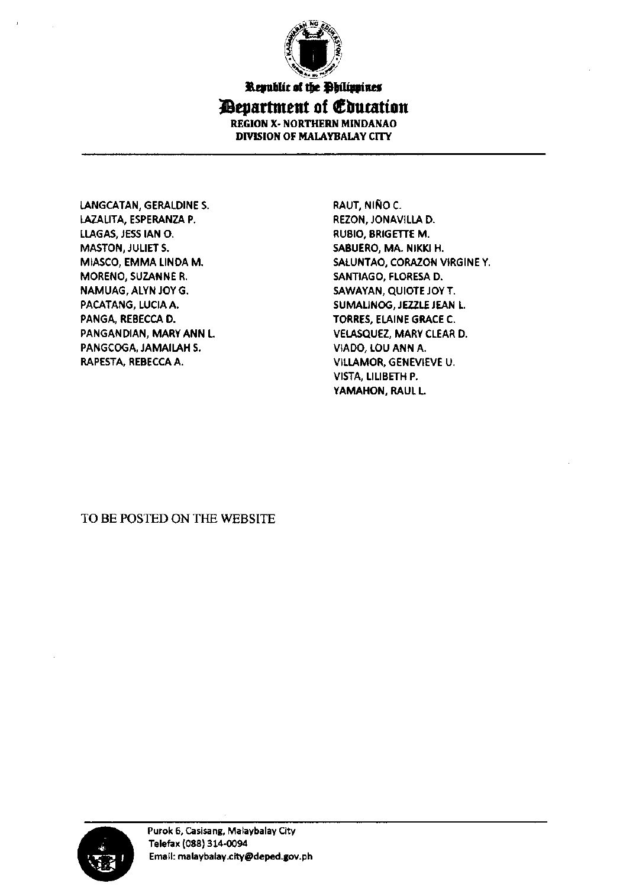Republic of the Philippines
# Department of Education
**REGION X- NORTHERN MINDANAO**
**DIVISION OF MALAYBALAY CITY**

LANGCATAN, GERALDINE S.
LAZALITA, ESPERANZA P.
LLAGAS, JESS IAN O.
MASTON, JULIET S.
MIASCO, EMMA LINDA M.
MORENO, SUZANNE R.
NAMUAG, ALYN JOY G.
PACATANG, LUCIA A.
PANGA, REBECCA D.
PANGANDIAN, MARY ANN L.
PANGCOGA, JAMAILAH S.
RAPESTA, REBECCA A.
RAUT, NIÑO C.
REZON, JONAVILLA D.
RUBIO, BRIGETTE M.
SABUERO, MA. NIKKI H.
SALUNTAO, CORAZON VIRGINE Y.
SANTIAGO, FLORESA D.
SAWAYAN, QUIOTE JOY T.
SUMALINOG, JEZZLE JEAN L.
TORRES, ELAINE GRACE C.
VELASQUEZ, MARY CLEAR D.
VIADO, LOU ANN A.
VILLAMOR, GENEVIEVE U.
VISTA, LILIBETH P.
YAMAHON, RAUL L.

TO BE POSTED ON THE WEBSITE

Purok 6, Casisang, Malaybalay City
Telefax (088) 314-0094
Email: malaybalay.city@deped.gov.ph